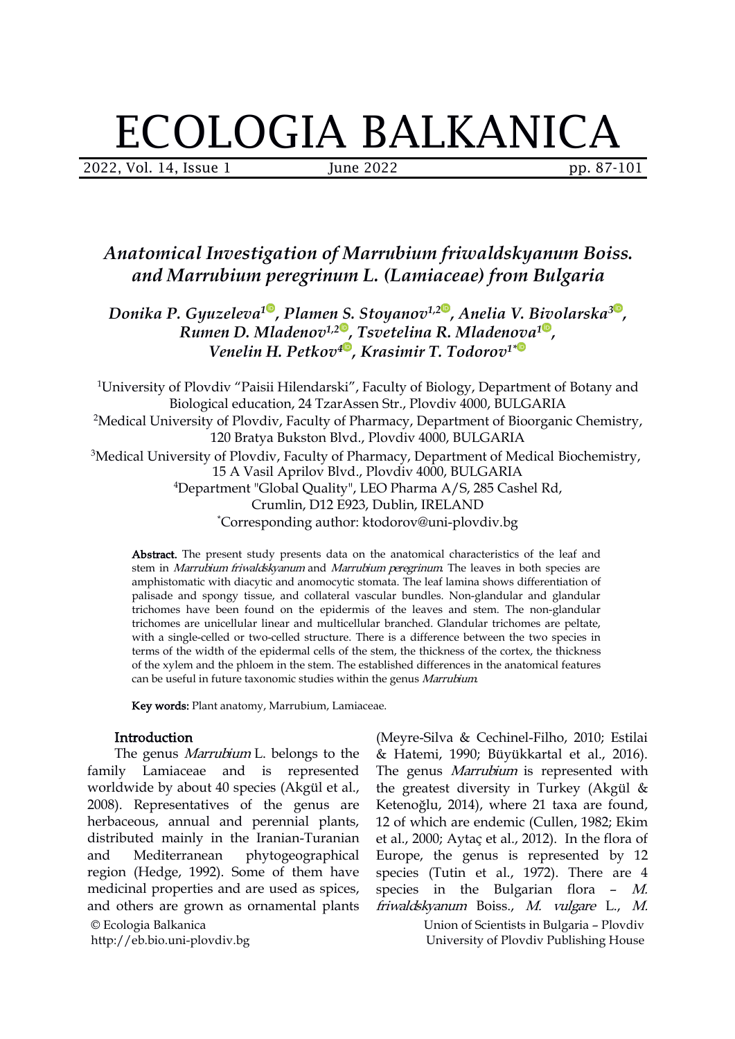# ECOLOGIA BALKANICA

## *Anatomical Investigation of Marrubium friwaldskyanum Boiss. and Marrubium peregrinum L. (Lamiaceae) from Bulgaria*

***Donika P. Gyuzeleva[1], Plamen S. Stoyanov[1,2], Anelia V. Bivolarska[3], Rumen D. Mladenov[1,2], Tsvetelina R. Mladenova[1], Venelin H. Petkov[4], Krasimir T. Todorov[1*]***

[1]University of Plovdiv "Paisii Hilendarski", Faculty of Biology, Department of Botany and Biological education, 24 TzarAssen Str., Plovdiv 4000, BULGARIA

[2]Medical University of Plovdiv, Faculty of Pharmacy, Department of Bioorganic Chemistry, 120 Bratya Bukston Blvd., Plovdiv 4000, BULGARIA

[3]Medical University of Plovdiv, Faculty of Pharmacy, Department of Medical Biochemistry, 15 A Vasil Aprilov Blvd., Plovdiv 4000, BULGARIA

[4]Department "Global Quality", LEO Pharma A/S, 285 Cashel Rd, Crumlin, D12 E923, Dublin, IRELAND

[*]Corresponding author: ktodorov@uni-plovdiv.bg

**Abstract.** The present study presents data on the anatomical characteristics of the leaf and stem in *Marrubium friwaldskyanum* and *Marrubium peregrinum*. The leaves in both species are amphistomatic with diacytic and anomocytic stomata. The leaf lamina shows differentiation of palisade and spongy tissue, and collateral vascular bundles. Non-glandular and glandular trichomes have been found on the epidermis of the leaves and stem. The non-glandular trichomes are unicellular linear and multicellular branched. Glandular trichomes are peltate, with a single-celled or two-celled structure. There is a difference between the two species in terms of the width of the epidermal cells of the stem, the thickness of the cortex, the thickness of the xylem and the phloem in the stem. The established differences in the anatomical features can be useful in future taxonomic studies within the genus *Marrubium*.

**Key words:** Plant anatomy, Marrubium, Lamiaceae.

### Introduction

The genus *Marrubium* L. belongs to the family Lamiaceae and is represented worldwide by about 40 species (Akgül et al., 2008). Representatives of the genus are herbaceous, annual and perennial plants, distributed mainly in the Iranian-Turanian and Mediterranean phytogeographical region (Hedge, 1992). Some of them have medicinal properties and are used as spices, and others are grown as ornamental plants (Meyre-Silva & Cechinel-Filho, 2010; Estilai & Hatemi, 1990; Büyükkartal et al., 2016). The genus *Marrubium* is represented with the greatest diversity in Turkey (Akgül & Ketenoğlu, 2014), where 21 taxa are found, 12 of which are endemic (Cullen, 1982; Ekim et al., 2000; Aytaç et al., 2012). In the flora of Europe, the genus is represented by 12 species (Tutin et al., 1972). There are 4 species in the Bulgarian flora – *M. friwaldskyanum* Boiss., *M. vulgare* L., *M.*

© Ecologia Balkanica
http://eb.bio.uni-plovdiv.bg

Union of Scientists in Bulgaria – Plovdiv
University of Plovdiv Publishing House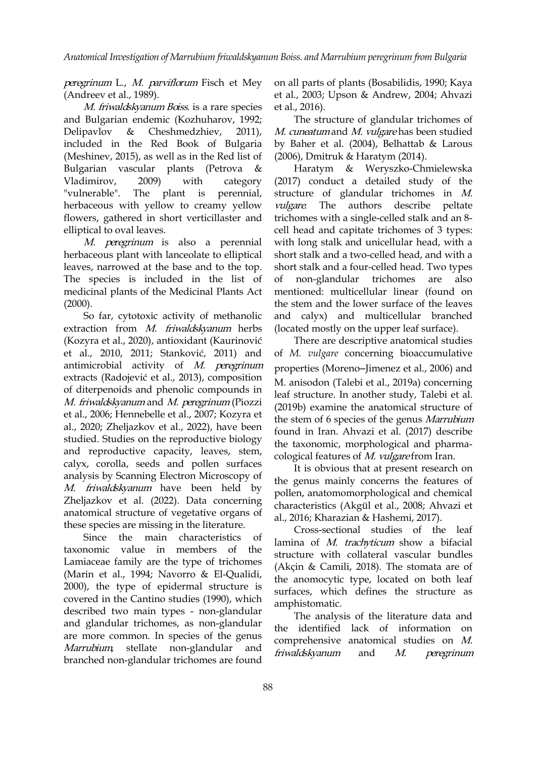*peregrinum* L., *M. parviflorum* Fisch et Mey (Andreev et al., 1989).

*M. friwaldskyanum Boiss*. is a rare species and Bulgarian endemic (Kozhuharov, 1992; Delipavlov & Cheshmedzhiev, 2011), included in the Red Book of Bulgaria (Meshinev, 2015), as well as in the Red list of Bulgarian vascular plants (Petrova & Vladimirov, 2009) with category "vulnerable". The plant is perennial, herbaceous with yellow to creamy yellow flowers, gathered in short verticillaster and elliptical to oval leaves.

*M. peregrinum* is also a perennial herbaceous plant with lanceolate to elliptical leaves, narrowed at the base and to the top. The species is included in the list of medicinal plants of the Medicinal Plants Act (2000).

So far, cytotoxic activity of methanolic extraction from *M. friwaldskyanum* herbs (Kozyra et al., 2020), antioxidant (Kaurinović et al., 2010, 2011; Stanković, 2011) and antimicrobial activity of *M. peregrinum* extracts (Radojević et al., 2013), composition of diterpenoids and phenolic compounds in *M. friwaldskyanum* and *M. peregrinum* (Piozzi et al., 2006; Hennebelle et al., 2007; Kozyra et al., 2020; Zheljazkov et al., 2022), have been studied. Studies on the reproductive biology and reproductive capacity, leaves, stem, calyx, corolla, seeds and pollen surfaces analysis by Scanning Electron Microscopy of *M. friwaldskyanum* have been held by Zheljazkov et al. (2022). Data concerning anatomical structure of vegetative organs of these species are missing in the literature.

Since the main characteristics of taxonomic value in members of the Lamiaceae family are the type of trichomes (Marin et al., 1994; Navorro & El-Qualidi, 2000), the type of epidermal structure is covered in the Cantino studies (1990), which described two main types - non-glandular and glandular trichomes, as non-glandular are more common. In species of the genus *Marrubium*, stellate non-glandular and branched non-glandular trichomes are found on all parts of plants (Bosabilidis, 1990; Kaya et al., 2003; Upson & Andrew, 2004; Ahvazi et al., 2016).

The structure of glandular trichomes of *M. cuneatum* and *M. vulgare* has been studied by Baher et al. (2004), Belhattab & Larous (2006), Dmitruk & Haratym (2014).

Haratym & Weryszko-Chmielewska (2017) conduct a detailed study of the structure of glandular trichomes in *M. vulgare*. The authors describe peltate trichomes with a single-celled stalk and an 8-cell head and capitate trichomes of 3 types: with long stalk and unicellular head, with a short stalk and a two-celled head, and with a short stalk and a four-celled head. Two types of non-glandular trichomes are also mentioned: multicellular linear (found on the stem and the lower surface of the leaves and calyx) and multicellular branched (located mostly on the upper leaf surface).

There are descriptive anatomical studies of *M. vulgare* concerning bioaccumulative properties (Moreno–Jimenez et al., 2006) and M. anisodon (Talebi et al., 2019a) concerning leaf structure. In another study, Talebi et al. (2019b) examine the anatomical structure of the stem of 6 species of the genus *Marrubium* found in Iran. Ahvazi et al. (2017) describe the taxonomic, morphological and pharmacological features of *M. vulgare* from Iran.

It is obvious that at present research on the genus mainly concerns the features of pollen, anatomomorphological and chemical characteristics (Akgül et al., 2008; Ahvazi et al., 2016; Kharazian & Hashemi, 2017).

Cross-sectional studies of the leaf lamina of *M. trachyticum* show a bifacial structure with collateral vascular bundles (Akçin & Camili, 2018). The stomata are of the anomocytic type, located on both leaf surfaces, which defines the structure as amphistomatic.

The analysis of the literature data and the identified lack of information on comprehensive anatomical studies on *M. friwaldskyanum* and *M. peregrinum*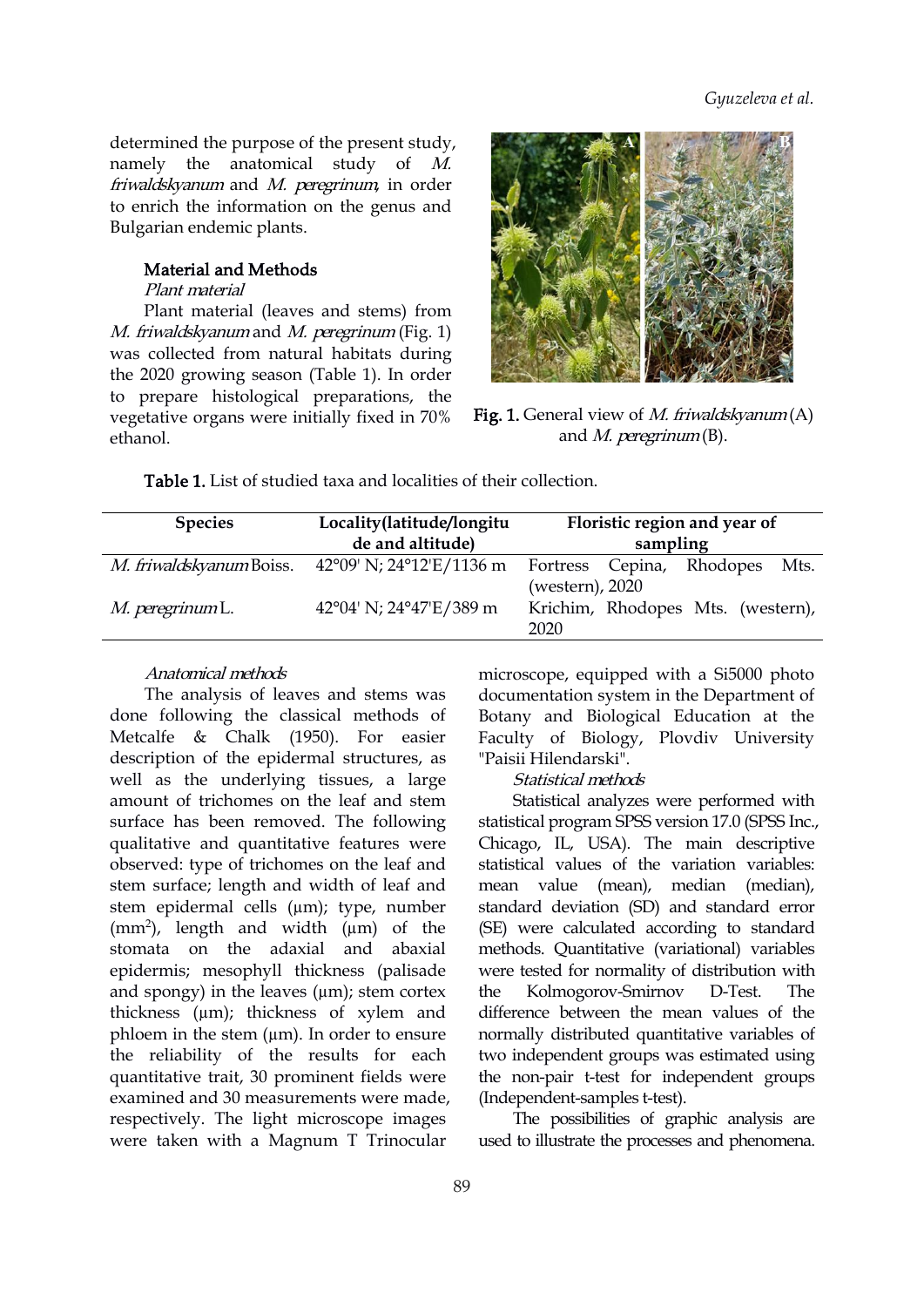determined the purpose of the present study, namely the anatomical study of *M. friwaldskyanum* and *M. peregrinum*, in order to enrich the information on the genus and Bulgarian endemic plants.

## Material and Methods

### *Plant material*

Plant material (leaves and stems) from *M. friwaldskyanum* and *M. peregrinum* (Fig. 1) was collected from natural habitats during the 2020 growing season (Table 1). In order to prepare histological preparations, the vegetative organs were initially fixed in 70% ethanol.

**Fig. 1.** General view of *M. friwaldskyanum* (A) and *M. peregrinum* (B).

**Table 1.** List of studied taxa and localities of their collection.

| Species | Locality(latitude/longitude and altitude) | Floristic region and year of sampling |
|---|---|---|
| *M. friwaldskyanum* Boiss. | 42°09' N; 24°12'E/1136 m | Fortress Cepina, Rhodopes Mts. (western), 2020 |
| *M. peregrinum* L. | 42°04' N; 24°47'E/389 m | Krichim, Rhodopes Mts. (western), 2020 |

### *Anatomical methods*

The analysis of leaves and stems was done following the classical methods of Metcalfe & Chalk (1950). For easier description of the epidermal structures, as well as the underlying tissues, a large amount of trichomes on the leaf and stem surface has been removed. The following qualitative and quantitative features were observed: type of trichomes on the leaf and stem surface; length and width of leaf and stem epidermal cells (µm); type, number ($mm^2$), length and width (µm) of the stomata on the adaxial and abaxial epidermis; mesophyll thickness (palisade and spongy) in the leaves (µm); stem cortex thickness (µm); thickness of xylem and phloem in the stem (µm). In order to ensure the reliability of the results for each quantitative trait, 30 prominent fields were examined and 30 measurements were made, respectively. The light microscope images were taken with a Magnum T Trinocular microscope, equipped with a Si5000 photo documentation system in the Department of Botany and Biological Education at the Faculty of Biology, Plovdiv University "Paisii Hilendarski".

### *Statistical methods*

Statistical analyzes were performed with statistical program SPSS version 17.0 (SPSS Inc., Chicago, IL, USA). The main descriptive statistical values of the variation variables: mean value (mean), median (median), standard deviation (SD) and standard error (SE) were calculated according to standard methods. Quantitative (variational) variables were tested for normality of distribution with the Kolmogorov-Smirnov D-Test. The difference between the mean values of the normally distributed quantitative variables of two independent groups was estimated using the non-pair t-test for independent groups (Independent-samples t-test).

The possibilities of graphic analysis are used to illustrate the processes and phenomena.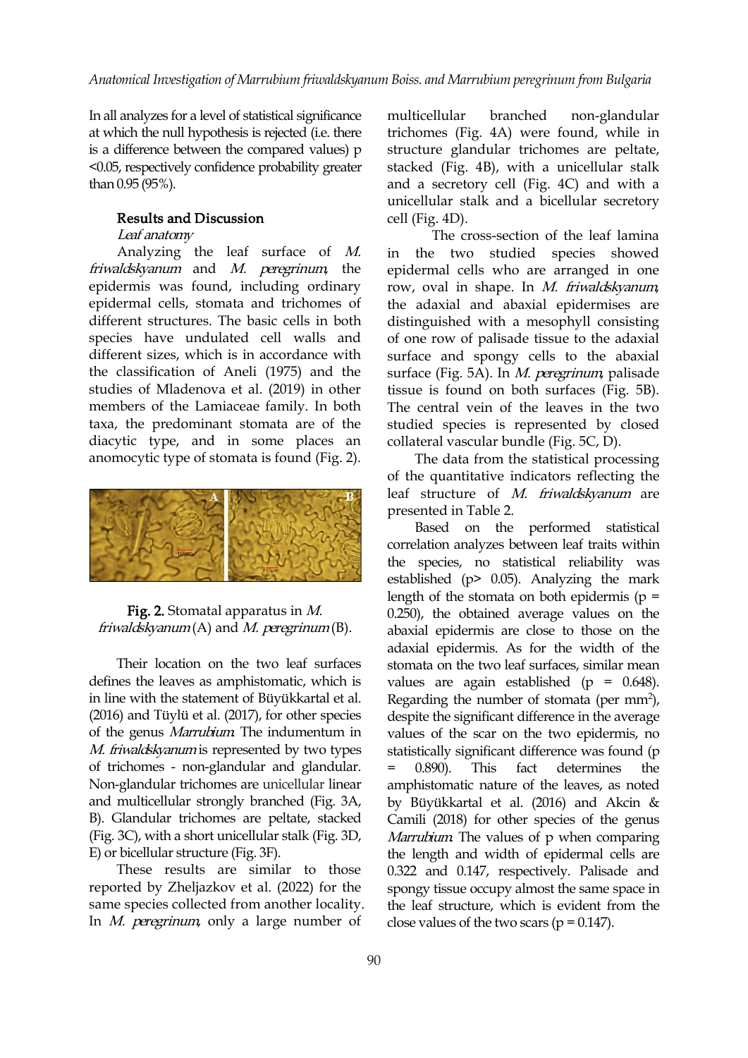In all analyzes for a level of statistical significance at which the null hypothesis is rejected (i.e. there is a difference between the compared values) p <0.05, respectively confidence probability greater than 0.95 (95%).

## Results and Discussion

### *Leaf anatomy*

Analyzing the leaf surface of *M. friwaldskyanum* and *M. peregrinum*, the epidermis was found, including ordinary epidermal cells, stomata and trichomes of different structures. The basic cells in both species have undulated cell walls and different sizes, which is in accordance with the classification of Aneli (1975) and the studies of Mladenova et al. (2019) in other members of the Lamiaceae family. In both taxa, the predominant stomata are of the diacytic type, and in some places an anomocytic type of stomata is found (Fig. 2).

**Fig. 2.** Stomatal apparatus in *M. friwaldskyanum* (A) and *M. peregrinum* (B).

Their location on the two leaf surfaces defines the leaves as amphistomatic, which is in line with the statement of Büyükkartal et al. (2016) and Tüylü et al. (2017), for other species of the genus *Marrubium*. The indumentum in *M. friwaldskyanum* is represented by two types of trichomes - non-glandular and glandular. Non-glandular trichomes are unicellular linear and multicellular strongly branched (Fig. 3A, B). Glandular trichomes are peltate, stacked (Fig. 3C), with a short unicellular stalk (Fig. 3D, E) or bicellular structure (Fig. 3F).

These results are similar to those reported by Zheljazkov et al. (2022) for the same species collected from another locality. In *M. peregrinum*, only a large number of multicellular branched non-glandular trichomes (Fig. 4A) were found, while in structure glandular trichomes are peltate, stacked (Fig. 4B), with a unicellular stalk and a secretory cell (Fig. 4C) and with a unicellular stalk and a bicellular secretory cell (Fig. 4D).

The cross-section of the leaf lamina in the two studied species showed epidermal cells who are arranged in one row, oval in shape. In *M. friwaldskyanum*, the adaxial and abaxial epidermises are distinguished with a mesophyll consisting of one row of palisade tissue to the adaxial surface and spongy cells to the abaxial surface (Fig. 5A). In *M. peregrinum*, palisade tissue is found on both surfaces (Fig. 5B). The central vein of the leaves in the two studied species is represented by closed collateral vascular bundle (Fig. 5C, D).

The data from the statistical processing of the quantitative indicators reflecting the leaf structure of *M. friwaldskyanum* are presented in Table 2.

Based on the performed statistical correlation analyzes between leaf traits within the species, no statistical reliability was established ($p > 0.05$). Analyzing the mark length of the stomata on both epidermis ($p = 0.250$), the obtained average values on the abaxial epidermis are close to those on the adaxial epidermis. As for the width of the stomata on the two leaf surfaces, similar mean values are again established ($p = 0.648$). Regarding the number of stomata (per $mm^2$), despite the significant difference in the average values of the scar on the two epidermis, no statistically significant difference was found ($p = 0.890$). This fact determines the amphistomatic nature of the leaves, as noted by Büyükkartal et al. (2016) and Akcin & Camili (2018) for other species of the genus *Marrubium*. The values of p when comparing the length and width of epidermal cells are 0.322 and 0.147, respectively. Palisade and spongy tissue occupy almost the same space in the leaf structure, which is evident from the close values of the two scars ($p = 0.147$).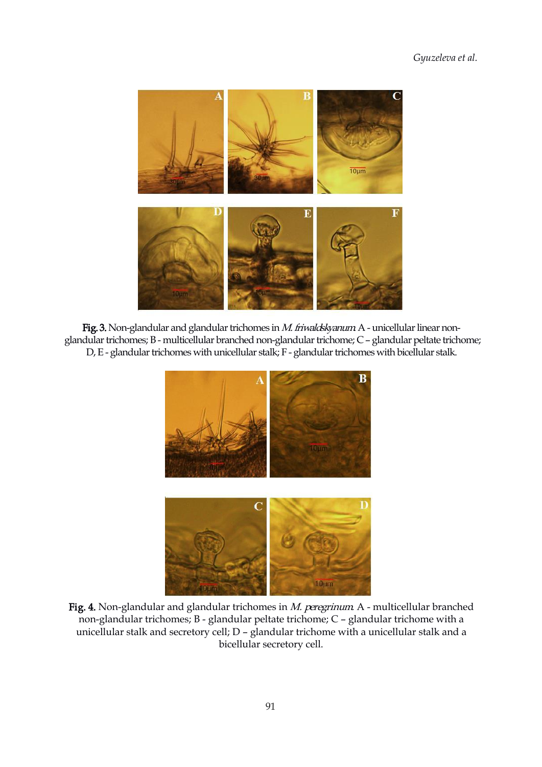**Fig. 3.** Non-glandular and glandular trichomes in *M. friwaldskyanum*. A - unicellular linear non-glandular trichomes; B - multicellular branched non-glandular trichome; C – glandular peltate trichome; D, E - glandular trichomes with unicellular stalk; F - glandular trichomes with bicellular stalk.

**Fig. 4.** Non-glandular and glandular trichomes in *M. peregrinum*. A - multicellular branched non-glandular trichomes; B - glandular peltate trichome; C – glandular trichome with a unicellular stalk and secretory cell; D – glandular trichome with a unicellular stalk and a bicellular secretory cell.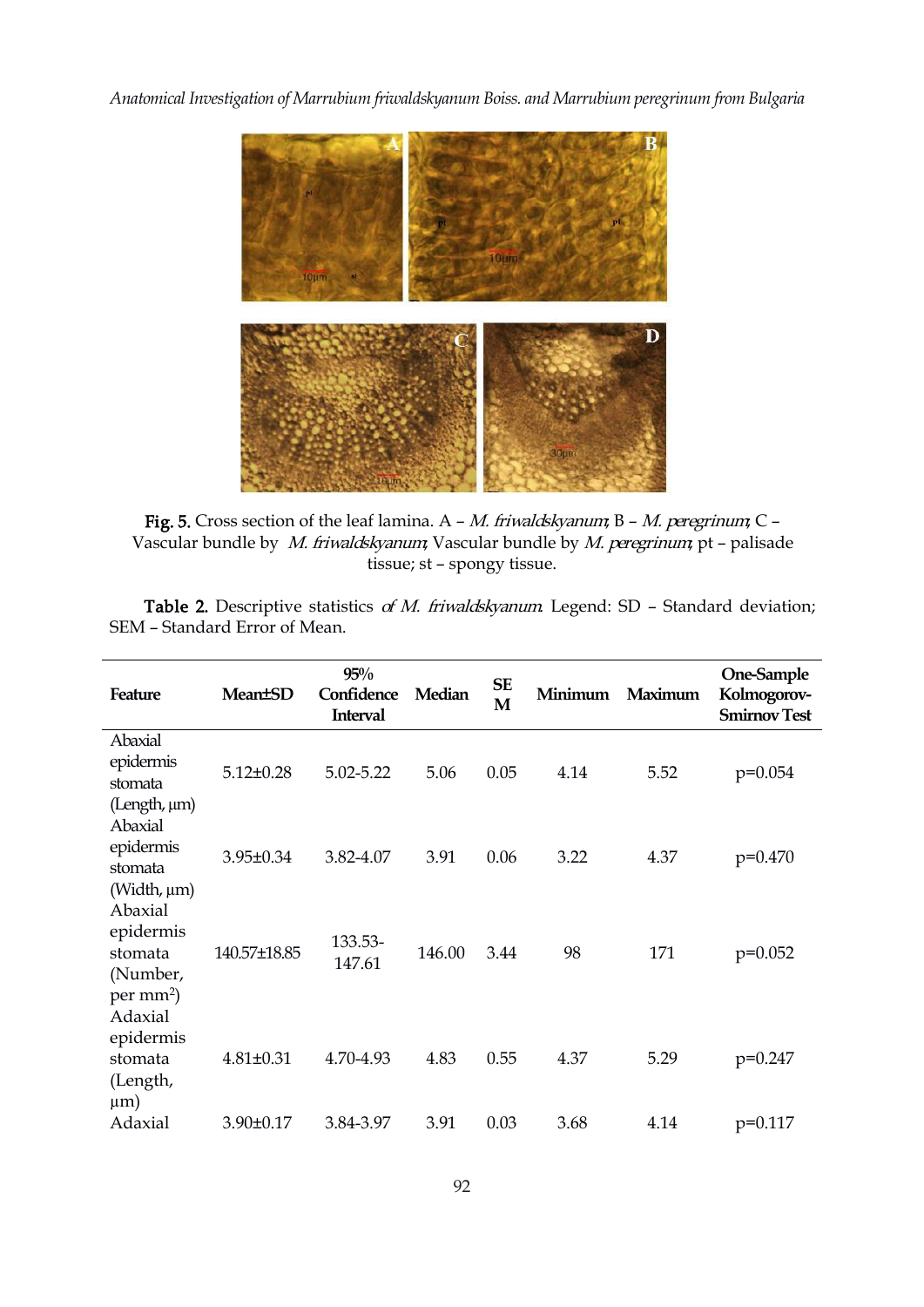**Fig. 5.** Cross section of the leaf lamina. A – *M. friwaldskyanum*; B – *M. peregrinum*; C – Vascular bundle by *M. friwaldskyanum*; Vascular bundle by *M. peregrinum*; pt – palisade tissue; st – spongy tissue.

**Table 2.** Descriptive statistics *of M. friwaldskyanum*. Legend: SD – Standard deviation; SEM – Standard Error of Mean.

| Feature | Mean±SD | 95% Confidence Interval | Median | SEM | Minimum | Maximum | One-Sample Kolmogorov-Smirnov Test |
|---|---|---|---|---|---|---|---|
| Abaxial epidermis stomata (Length, µm) | 5.12±0.28 | 5.02-5.22 | 5.06 | 0.05 | 4.14 | 5.52 | p=0.054 |
| Abaxial epidermis stomata (Width, µm) | 3.95±0.34 | 3.82-4.07 | 3.91 | 0.06 | 3.22 | 4.37 | p=0.470 |
| Abaxial epidermis stomata (Number, per mm$^2$) | 140.57±18.85 | 133.53-147.61 | 146.00 | 3.44 | 98 | 171 | p=0.052 |
| Adaxial epidermis stomata (Length, µm) | 4.81±0.31 | 4.70-4.93 | 4.83 | 0.55 | 4.37 | 5.29 | p=0.247 |
| Adaxial | 3.90±0.17 | 3.84-3.97 | 3.91 | 0.03 | 3.68 | 4.14 | p=0.117 |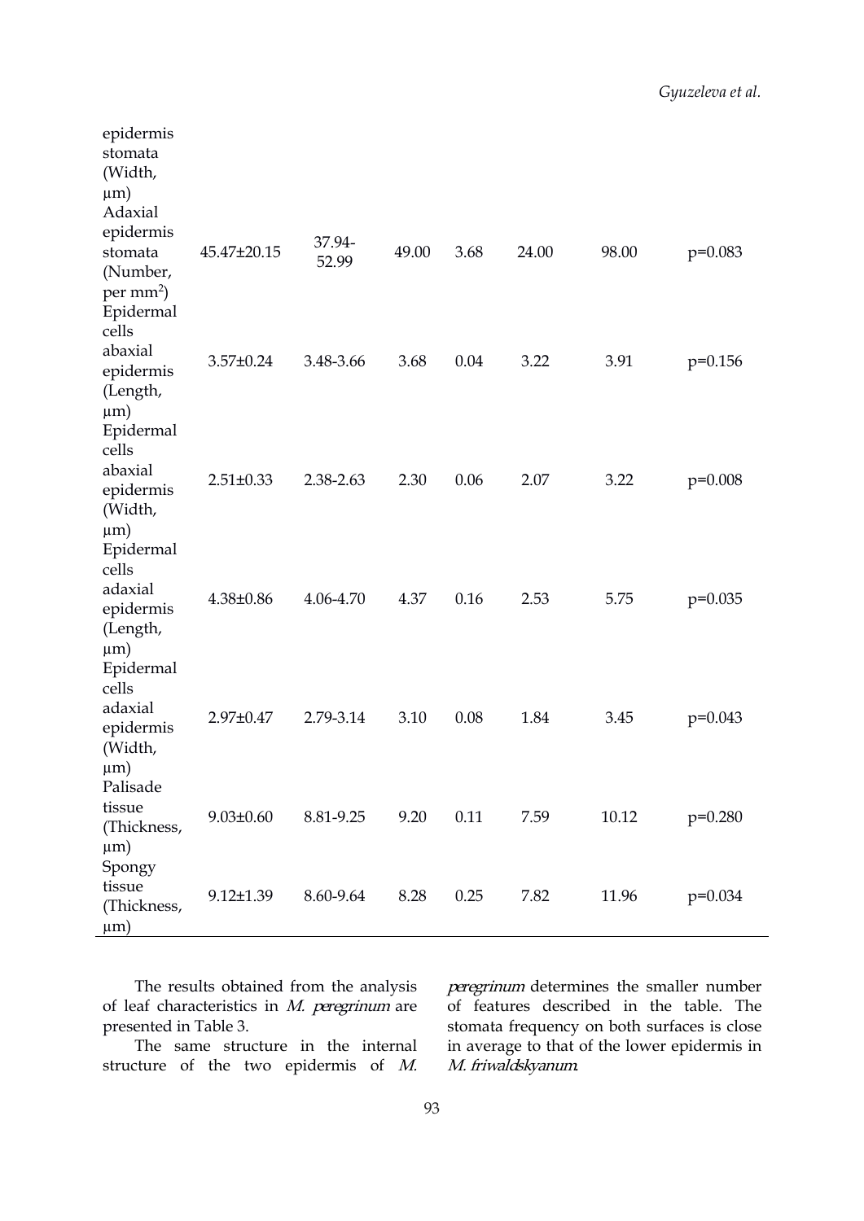| | | | | | | | |
|---|---|---|---|---|---|---|---|
| epidermis stomata (Width, µm) | | | | | | | |
| Adaxial epidermis stomata (Number, per mm$^2$) | 45.47±20.15 | 37.94-52.99 | 49.00 | 3.68 | 24.00 | 98.00 | p=0.083 |
| Epidermal cells abaxial epidermis (Length, µm) | 3.57±0.24 | 3.48-3.66 | 3.68 | 0.04 | 3.22 | 3.91 | p=0.156 |
| Epidermal cells abaxial epidermis (Width, µm) | 2.51±0.33 | 2.38-2.63 | 2.30 | 0.06 | 2.07 | 3.22 | p=0.008 |
| Epidermal cells adaxial epidermis (Length, µm) | 4.38±0.86 | 4.06-4.70 | 4.37 | 0.16 | 2.53 | 5.75 | p=0.035 |
| Epidermal cells adaxial epidermis (Width, µm) | 2.97±0.47 | 2.79-3.14 | 3.10 | 0.08 | 1.84 | 3.45 | p=0.043 |
| Palisade tissue (Thickness, µm) | 9.03±0.60 | 8.81-9.25 | 9.20 | 0.11 | 7.59 | 10.12 | p=0.280 |
| Spongy tissue (Thickness, µm) | 9.12±1.39 | 8.60-9.64 | 8.28 | 0.25 | 7.82 | 11.96 | p=0.034 |

The results obtained from the analysis of leaf characteristics in *M. peregrinum* are presented in Table 3.

The same structure in the internal structure of the two epidermis of *M. peregrinum* determines the smaller number of features described in the table. The stomata frequency on both surfaces is close in average to that of the lower epidermis in *M. friwaldskyanum*.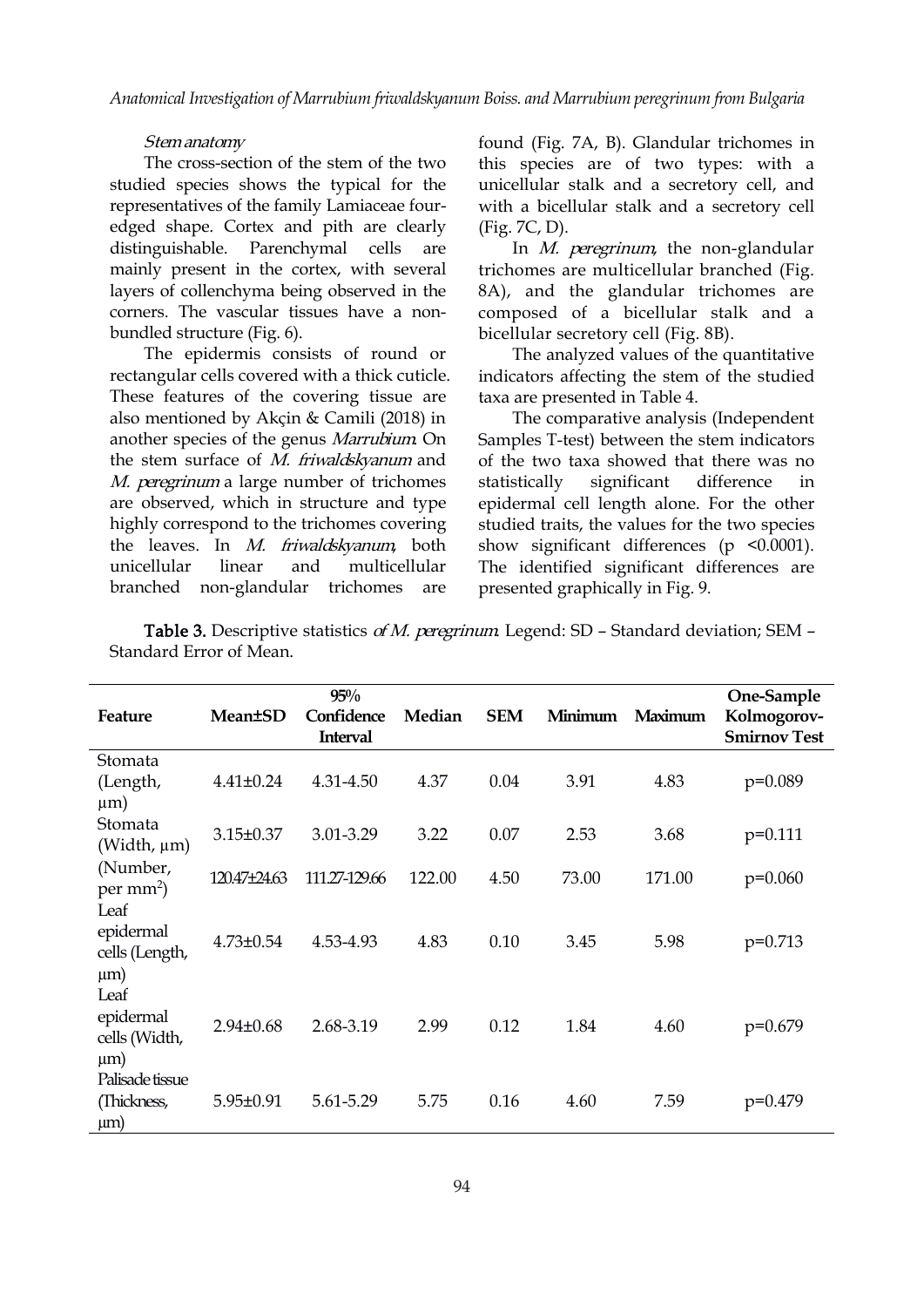*Stem anatomy*

The cross-section of the stem of the two studied species shows the typical for the representatives of the family Lamiaceae four-edged shape. Cortex and pith are clearly distinguishable. Parenchymal cells are mainly present in the cortex, with several layers of collenchyma being observed in the corners. The vascular tissues have a non-bundled structure (Fig. 6).

The epidermis consists of round or rectangular cells covered with a thick cuticle. These features of the covering tissue are also mentioned by Akçin & Camili (2018) in another species of the genus *Marrubium*. On the stem surface of *M. friwaldskyanum* and *M. peregrinum* a large number of trichomes are observed, which in structure and type highly correspond to the trichomes covering the leaves. In *M. friwaldskyanum*, both unicellular linear and multicellular branched non-glandular trichomes are found (Fig. 7A, B). Glandular trichomes in this species are of two types: with a unicellular stalk and a secretory cell, and with a bicellular stalk and a secretory cell (Fig. 7C, D).

In *M. peregrinum*, the non-glandular trichomes are multicellular branched (Fig. 8A), and the glandular trichomes are composed of a bicellular stalk and a bicellular secretory cell (Fig. 8B).

The analyzed values of the quantitative indicators affecting the stem of the studied taxa are presented in Table 4.

The comparative analysis (Independent Samples T-test) between the stem indicators of the two taxa showed that there was no statistically significant difference in epidermal cell length alone. For the other studied traits, the values for the two species show significant differences ($p < 0.0001$). The identified significant differences are presented graphically in Fig. 9.

**Table 3.** Descriptive statistics *of M. peregrinum*. Legend: SD – Standard deviation; SEM – Standard Error of Mean.

| Feature | Mean±SD | 95% Confidence Interval | Median | SEM | Minimum | Maximum | One-Sample Kolmogorov-Smirnov Test |
|---|---|---|---|---|---|---|---|
| Stomata (Length, µm) | 4.41±0.24 | 4.31-4.50 | 4.37 | 0.04 | 3.91 | 4.83 | p=0.089 |
| Stomata (Width, µm) | 3.15±0.37 | 3.01-3.29 | 3.22 | 0.07 | 2.53 | 3.68 | p=0.111 |
| (Number, per mm$^2$) | 120.47±24.63 | 111.27-129.66 | 122.00 | 4.50 | 73.00 | 171.00 | p=0.060 |
| Leaf epidermal cells (Length, µm) | 4.73±0.54 | 4.53-4.93 | 4.83 | 0.10 | 3.45 | 5.98 | p=0.713 |
| Leaf epidermal cells (Width, µm) | 2.94±0.68 | 2.68-3.19 | 2.99 | 0.12 | 1.84 | 4.60 | p=0.679 |
| Palisade tissue (Thickness, µm) | 5.95±0.91 | 5.61-5.29 | 5.75 | 0.16 | 4.60 | 7.59 | p=0.479 |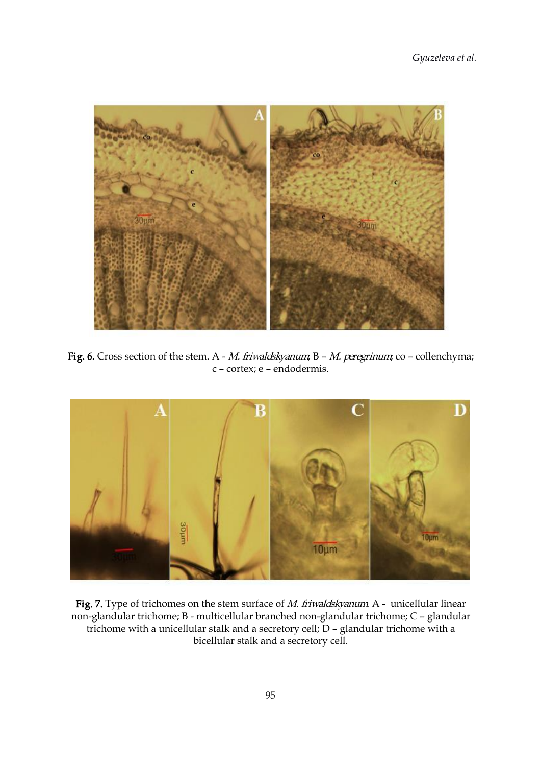**Fig. 6.** Cross section of the stem. A - *M. friwaldskyanum*; B – *M. peregrinum*; co – collenchyma; c – cortex; e – endodermis.

**Fig. 7.** Type of trichomes on the stem surface of *M. friwaldskyanum*. A - unicellular linear non-glandular trichome; B - multicellular branched non-glandular trichome; C – glandular trichome with a unicellular stalk and a secretory cell; D – glandular trichome with a bicellular stalk and a secretory cell.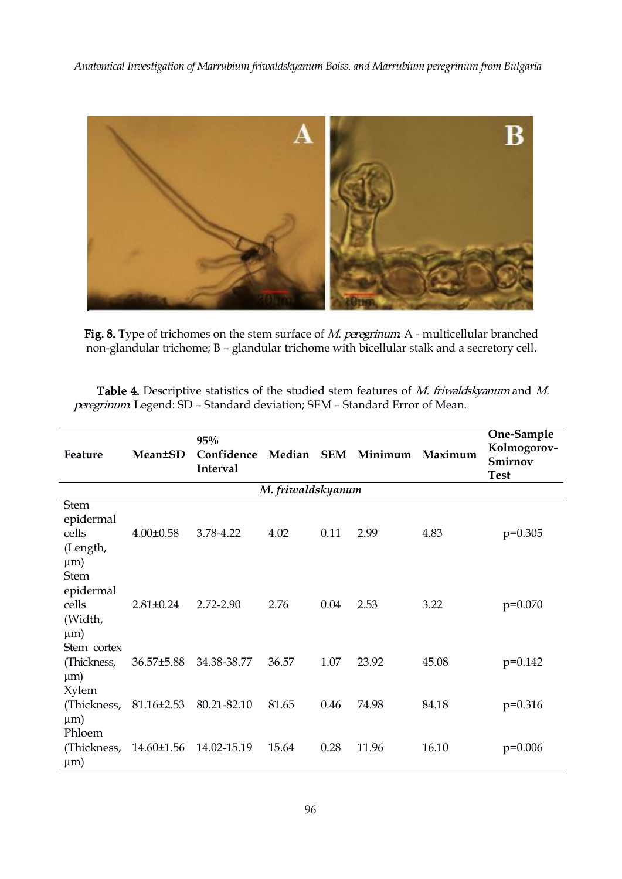**Fig. 8.** Type of trichomes on the stem surface of *M. peregrinum*. A - multicellular branched non-glandular trichome; B – glandular trichome with bicellular stalk and a secretory cell.

**Table 4.** Descriptive statistics of the studied stem features of *M. friwaldskyanum* and *M. peregrinum*. Legend: SD – Standard deviation; SEM – Standard Error of Mean.

| Feature | Mean±SD | 95% Confidence Interval | Median | SEM | Minimum | Maximum | One-Sample Kolmogorov-Smirnov Test |
|---|---|---|---|---|---|---|---|
| *M. friwaldskyanum* | | | | | | | |
| Stem epidermal cells (Length, μm) | 4.00±0.58 | 3.78-4.22 | 4.02 | 0.11 | 2.99 | 4.83 | p=0.305 |
| Stem epidermal cells (Width, μm) | 2.81±0.24 | 2.72-2.90 | 2.76 | 0.04 | 2.53 | 3.22 | p=0.070 |
| Stem cortex (Thickness, μm) | 36.57±5.88 | 34.38-38.77 | 36.57 | 1.07 | 23.92 | 45.08 | p=0.142 |
| Xylem (Thickness, μm) | 81.16±2.53 | 80.21-82.10 | 81.65 | 0.46 | 74.98 | 84.18 | p=0.316 |
| Phloem (Thickness, μm) | 14.60±1.56 | 14.02-15.19 | 15.64 | 0.28 | 11.96 | 16.10 | p=0.006 |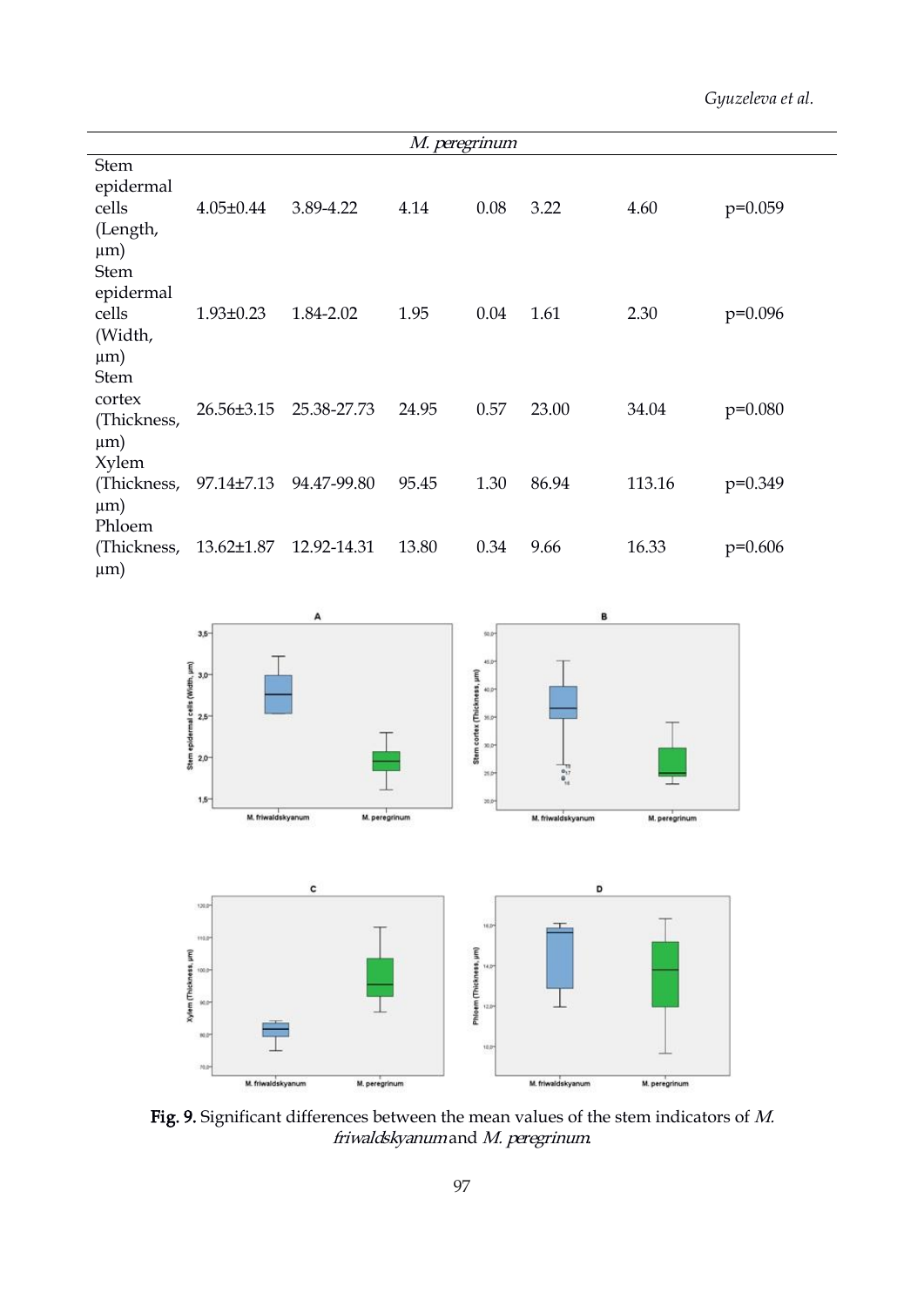| | | | | | | | |
|---|---|---|---|---|---|---|---|
| ***M. peregrinum*** | | | | | | | |
| Stem epidermal cells (Length, µm) | 4.05±0.44 | 3.89-4.22 | 4.14 | 0.08 | 3.22 | 4.60 | p=0.059 |
| Stem epidermal cells (Width, µm) | 1.93±0.23 | 1.84-2.02 | 1.95 | 0.04 | 1.61 | 2.30 | p=0.096 |
| Stem cortex (Thickness, µm) | 26.56±3.15 | 25.38-27.73 | 24.95 | 0.57 | 23.00 | 34.04 | p=0.080 |
| Xylem (Thickness, µm) | 97.14±7.13 | 94.47-99.80 | 95.45 | 1.30 | 86.94 | 113.16 | p=0.349 |
| Phloem (Thickness, µm) | 13.62±1.87 | 12.92-14.31 | 13.80 | 0.34 | 9.66 | 16.33 | p=0.606 |

**Fig. 9.** Significant differences between the mean values of the stem indicators of *M. friwaldskyanum* and *M. peregrinum*.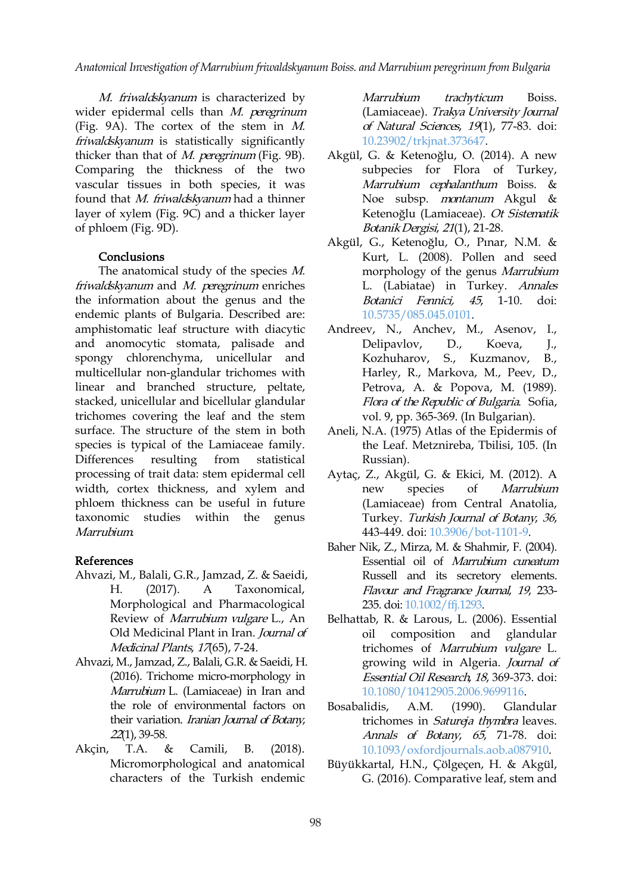*M. friwaldskyanum* is characterized by wider epidermal cells than *M. peregrinum* (Fig. 9A). The cortex of the stem in *M. friwaldskyanum* is statistically significantly thicker than that of *M. peregrinum* (Fig. 9B). Comparing the thickness of the two vascular tissues in both species, it was found that *M. friwaldskyanum* had a thinner layer of xylem (Fig. 9C) and a thicker layer of phloem (Fig. 9D).

## Conclusions

The anatomical study of the species *M. friwaldskyanum* and *M. peregrinum* enriches the information about the genus and the endemic plants of Bulgaria. Described are: amphistomatic leaf structure with diacytic and anomocytic stomata, palisade and spongy chlorenchyma, unicellular and multicellular non-glandular trichomes with linear and branched structure, peltate, stacked, unicellular and bicellular glandular trichomes covering the leaf and the stem surface. The structure of the stem in both species is typical of the Lamiaceae family. Differences resulting from statistical processing of trait data: stem epidermal cell width, cortex thickness, and xylem and phloem thickness can be useful in future taxonomic studies within the genus *Marrubium*.

## References

Ahvazi, M., Balali, G.R., Jamzad, Z. & Saeidi, H. (2017). A Taxonomical, Morphological and Pharmacological Review of *Marrubium vulgare* L., An Old Medicinal Plant in Iran. *Journal of Medicinal Plants, 17*(65), 7-24.

Ahvazi, M., Jamzad, Z., Balali, G.R. & Saeidi, H. (2016). Trichome micro-morphology in *Marrubium* L. (Lamiaceae) in Iran and the role of environmental factors on their variation. *Iranian Journal of Botany, 22*(1), 39-58.

Akçin, T.A. & Camili, B. (2018). Micromorphological and anatomical characters of the Turkish endemic *Marrubium trachyticum* Boiss. (Lamiaceae). *Trakya University Journal of Natural Sciences, 19*(1), 77-83. doi: 10.23902/trkjnat.373647.

Akgül, G. & Ketenoğlu, O. (2014). A new subpecies for Flora of Turkey, *Marrubium cephalanthum* Boiss. & Noe subsp. *montanum* Akgul & Ketenoğlu (Lamiaceae). *Ot Sistematik Botanik Dergisi, 21*(1), 21-28.

Akgül, G., Ketenoğlu, O., Pınar, N.M. & Kurt, L. (2008). Pollen and seed morphology of the genus *Marrubium* L. (Labiatae) in Turkey. *Annales Botanici Fennici, 45*, 1-10. doi: 10.5735/085.045.0101.

Andreev, N., Anchev, M., Asenov, I., Delipavlov, D., Koeva, J., Kozhuharov, S., Kuzmanov, B., Harley, R., Markova, M., Peev, D., Petrova, A. & Popova, M. (1989). *Flora of the Republic of Bulgaria*. Sofia, vol. 9, pp. 365-369. (In Bulgarian).

Aneli, N.A. (1975) Atlas of the Epidermis of the Leaf. Metznireba, Tbilisi, 105. (In Russian).

Aytaç, Z., Akgül, G. & Ekici, M. (2012). A new species of *Marrubium* (Lamiaceae) from Central Anatolia, Turkey. *Turkish Journal of Botany, 36*, 443-449. doi: 10.3906/bot-1101-9.

Baher Nik, Z., Mirza, M. & Shahmir, F. (2004). Essential oil of *Marrubium cuneatum* Russell and its secretory elements. *Flavour and Fragrance Journal, 19*, 233-235. doi: 10.1002/ffj.1293.

Belhattab, R. & Larous, L. (2006). Essential oil composition and glandular trichomes of *Marrubium vulgare* L. growing wild in Algeria. *Journal of Essential Oil Research, 18*, 369-373. doi: 10.1080/10412905.2006.9699116.

Bosabalidis, A.M. (1990). Glandular trichomes in *Satureja thymbra* leaves. *Annals of Botany, 65*, 71-78. doi: 10.1093/oxfordjournals.aob.a087910.

Büyükkartal, H.N., Çölgeçen, H. & Akgül, G. (2016). Comparative leaf, stem and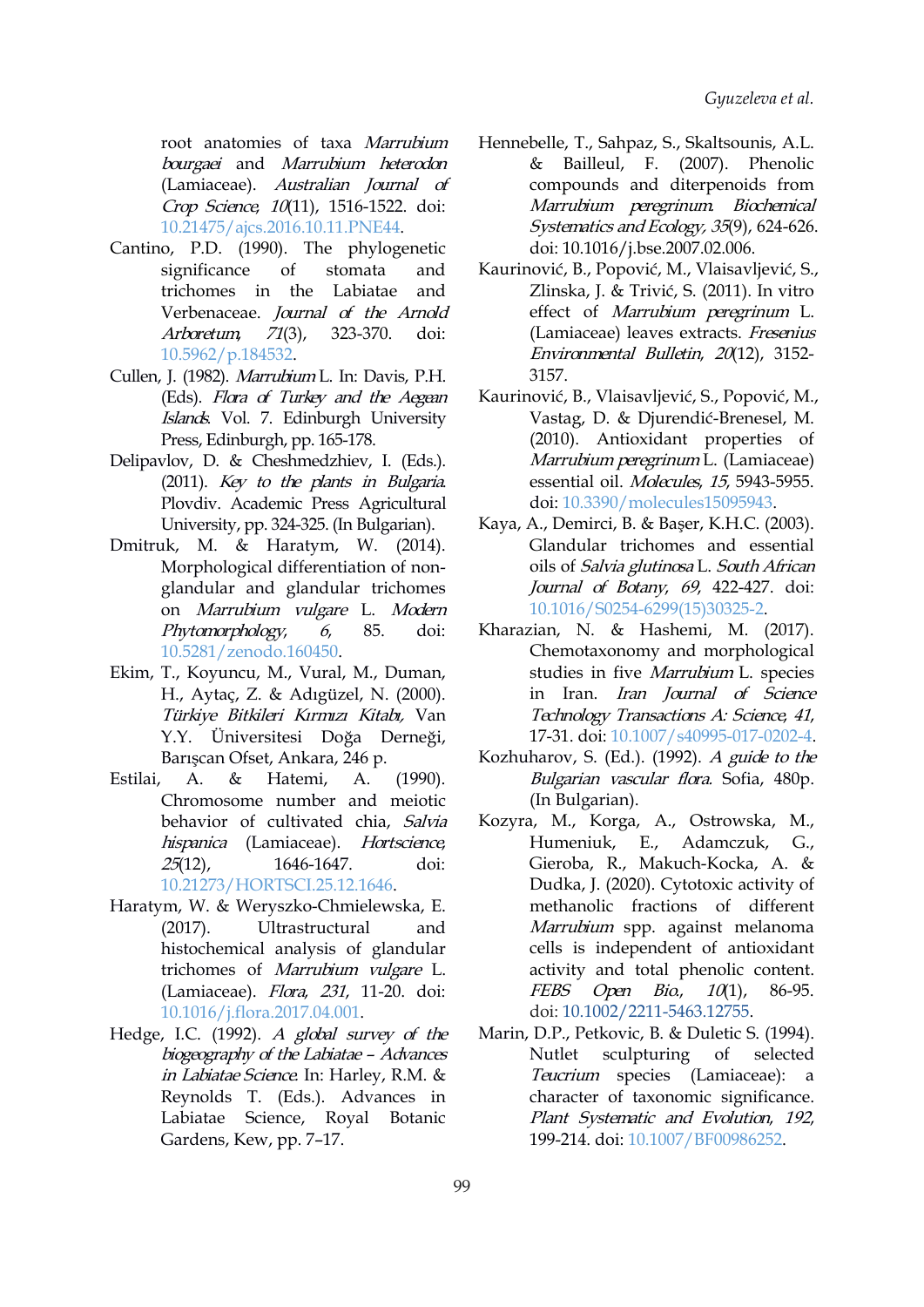root anatomies of taxa *Marrubium bourgaei* and *Marrubium heterodon* (Lamiaceae). *Australian Journal of Crop Science*, *10*(11), 1516-1522. doi: 10.21475/ajcs.2016.10.11.PNE44.

Cantino, P.D. (1990). The phylogenetic significance of stomata and trichomes in the Labiatae and Verbenaceae. *Journal of the Arnold Arboretum*, *71*(3), 323-370. doi: 10.5962/p.184532.

Cullen, J. (1982). *Marrubium* L. In: Davis, P.H. (Eds). *Flora of Turkey and the Aegean Islands*. Vol. 7. Edinburgh University Press, Edinburgh, pp. 165-178.

Delipavlov, D. & Cheshmedzhiev, I. (Eds.). (2011). *Key to the plants in Bulgaria*. Plovdiv. Academic Press Agricultural University, pp. 324-325. (In Bulgarian).

Dmitruk, M. & Haratym, W. (2014). Morphological differentiation of non-glandular and glandular trichomes on *Marrubium vulgare* L. *Modern Phytomorphology*, *6*, 85. doi: 10.5281/zenodo.160450.

Ekim, T., Koyuncu, M., Vural, M., Duman, H., Aytaç, Z. & Adıgüzel, N. (2000). *Türkiye Bitkileri Kırmızı Kitabı*, Van Y.Y. Üniversitesi Doğa Derneği, Barışcan Ofset, Ankara, 246 p.

Estilai, A. & Hatemi, A. (1990). Chromosome number and meiotic behavior of cultivated chia, *Salvia hispanica* (Lamiaceae). *Hortscience*, *25*(12), 1646-1647. doi: 10.21273/HORTSCI.25.12.1646.

Haratym, W. & Weryszko-Chmielewska, E. (2017). Ultrastructural and histochemical analysis of glandular trichomes of *Marrubium vulgare* L. (Lamiaceae). *Flora*, *231*, 11-20. doi: 10.1016/j.flora.2017.04.001.

Hedge, I.C. (1992). *A global survey of the biogeography of the Labiatae – Advances in Labiatae Science*. In: Harley, R.M. & Reynolds T. (Eds.). Advances in Labiatae Science, Royal Botanic Gardens, Kew, pp. 7–17.

Hennebelle, T., Sahpaz, S., Skaltsounis, A.L. & Bailleul, F. (2007). Phenolic compounds and diterpenoids from *Marrubium peregrinum*. *Biochemical Systematics and Ecology*, *35*(9), 624-626. doi: 10.1016/j.bse.2007.02.006.

Kaurinović, B., Popović, M., Vlaisavljević, S., Zlinska, J. & Trivić, S. (2011). In vitro effect of *Marrubium peregrinum* L. (Lamiaceae) leaves extracts. *Fresenius Environmental Bulletin*, *20*(12), 3152-3157.

Kaurinović, B., Vlaisavljević, S., Popović, M., Vastag, D. & Djurendić-Brenesel, M. (2010). Antioxidant properties of *Marrubium peregrinum* L. (Lamiaceae) essential oil. *Molecules*, *15*, 5943-5955. doi: 10.3390/molecules15095943.

Kaya, A., Demirci, B. & Başer, K.H.C. (2003). Glandular trichomes and essential oils of *Salvia glutinosa* L. *South African Journal of Botany*, *69*, 422-427. doi: 10.1016/S0254-6299(15)30325-2.

Kharazian, N. & Hashemi, M. (2017). Chemotaxonomy and morphological studies in five *Marrubium* L. species in Iran. *Iran Journal of Science Technology Transactions A: Science*, *41*, 17-31. doi: 10.1007/s40995-017-0202-4.

Kozhuharov, S. (Ed.). (1992). *A guide to the Bulgarian vascular flora*. Sofia, 480p. (In Bulgarian).

Kozyra, M., Korga, A., Ostrowska, M., Humeniuk, E., Adamczuk, G., Gieroba, R., Makuch-Kocka, A. & Dudka, J. (2020). Cytotoxic activity of methanolic fractions of different *Marrubium* spp. against melanoma cells is independent of antioxidant activity and total phenolic content. *FEBS Open Bio.*, *10*(1), 86-95. doi: 10.1002/2211-5463.12755.

Marin, D.P., Petkovic, B. & Duletic S. (1994). Nutlet sculpturing of selected *Teucrium* species (Lamiaceae): a character of taxonomic significance. *Plant Systematic and Evolution*, *192*, 199-214. doi: 10.1007/BF00986252.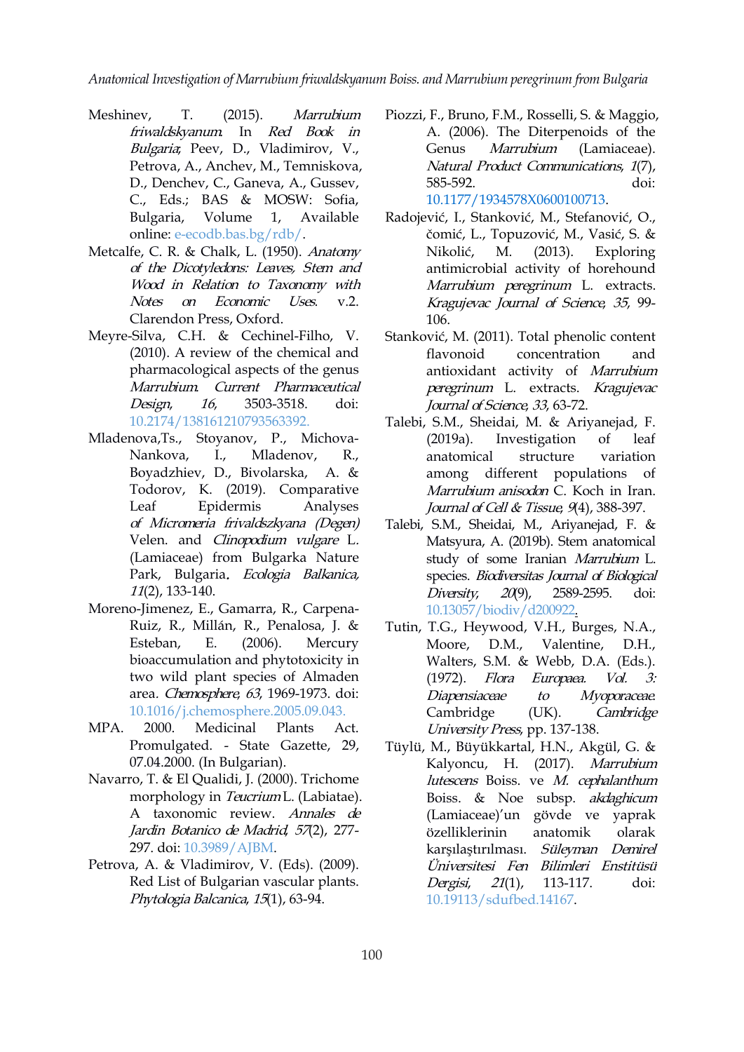Meshinev, T. (2015). *Marrubium friwaldskyanum*. In *Red Book in Bulgaria*; Peev, D., Vladimirov, V., Petrova, A., Anchev, M., Temniskova, D., Denchev, C., Ganeva, A., Gussev, C., Eds.; BAS & MOSW: Sofia, Bulgaria, Volume 1, Available online: e-ecodb.bas.bg/rdb/.

Metcalfe, C. R. & Chalk, L. (1950). *Anatomy of the Dicotyledons: Leaves, Stem and Wood in Relation to Taxonomy with Notes on Economic Uses*. v.2. Clarendon Press, Oxford.

Meyre-Silva, C.H. & Cechinel-Filho, V. (2010). A review of the chemical and pharmacological aspects of the genus *Marrubium*. *Current Pharmaceutical Design*, *16*, 3503-3518. doi: 10.2174/138161210793563392.

Mladenova,Ts., Stoyanov, P., Michova-Nankova, I., Mladenov, R., Boyadzhiev, D., Bivolarska, A. & Todorov, K. (2019). Comparative Leaf Epidermis Analyses of *Micromeria frivaldszkyana (Degen)* Velen. and *Clinopodium vulgare* L. (Lamiaceae) from Bulgarka Nature Park, Bulgaria. *Ecologia Balkanica*, *11*(2), 133-140.

Moreno-Jimenez, E., Gamarra, R., Carpena-Ruiz, R., Millán, R., Penalosa, J. & Esteban, E. (2006). Mercury bioaccumulation and phytotoxicity in two wild plant species of Almaden area. *Chemosphere*, *63*, 1969-1973. doi: 10.1016/j.chemosphere.2005.09.043.

MPA. 2000. Medicinal Plants Act. Promulgated. - State Gazette, 29, 07.04.2000. (In Bulgarian).

Navarro, T. & El Qualidi, J. (2000). Trichome morphology in *Teucrium* L. (Labiatae). A taxonomic review. *Annales de Jardin Botanico de Madrid*, *57*(2), 277-297. doi: 10.3989/AJBM.

Petrova, A. & Vladimirov, V. (Eds). (2009). Red List of Bulgarian vascular plants. *Phytologia Balcanica*, *15*(1), 63-94.

Piozzi, F., Bruno, F.M., Rosselli, S. & Maggio, A. (2006). The Diterpenoids of the Genus *Marrubium* (Lamiaceae). *Natural Product Communications*, *1*(7), 585-592. doi: 10.1177/1934578X0600100713.

Radojević, I., Stanković, M., Stefanović, O., čomić, L., Topuzović, M., Vasić, S. & Nikolić, M. (2013). Exploring antimicrobial activity of horehound *Marrubium peregrinum* L. extracts. *Kragujevac Journal of Science*, *35*, 99-106.

Stanković, M. (2011). Total phenolic content flavonoid concentration and antioxidant activity of *Marrubium peregrinum* L. extracts. *Kragujevac Journal of Science*, *33*, 63-72.

Talebi, S.M., Sheidai, M. & Ariyanejad, F. (2019a). Investigation of leaf anatomical structure variation among different populations of *Marrubium anisodon* C. Koch in Iran. *Journal of Cell & Tissue*, *9*(4), 388-397.

Talebi, S.M., Sheidai, M., Ariyanejad, F. & Matsyura, A. (2019b). Stem anatomical study of some Iranian *Marrubium* L. species. *Biodiversitas Journal of Biological Diversity*, *20*(9), 2589-2595. doi: 10.13057/biodiv/d200922.

Tutin, T.G., Heywood, V.H., Burges, N.A., Moore, D.M., Valentine, D.H., Walters, S.M. & Webb, D.A. (Eds.). (1972). *Flora Europaea. Vol. 3: Diapensiaceae to Myoporaceae*. Cambridge (UK). *Cambridge University Press*, pp. 137-138.

Tüylü, M., Büyükkartal, H.N., Akgül, G. & Kalyoncu, H. (2017). *Marrubium lutescens* Boiss. ve *M. cephalanthum* Boiss. & Noe subsp. *akdaghicum* (Lamiaceae)'un gövde ve yaprak özelliklerinin anatomik olarak karşılaştırılması. *Süleyman Demirel Üniversitesi Fen Bilimleri Enstitüsü Dergisi*, *21*(1), 113-117. doi: 10.19113/sdufbed.14167.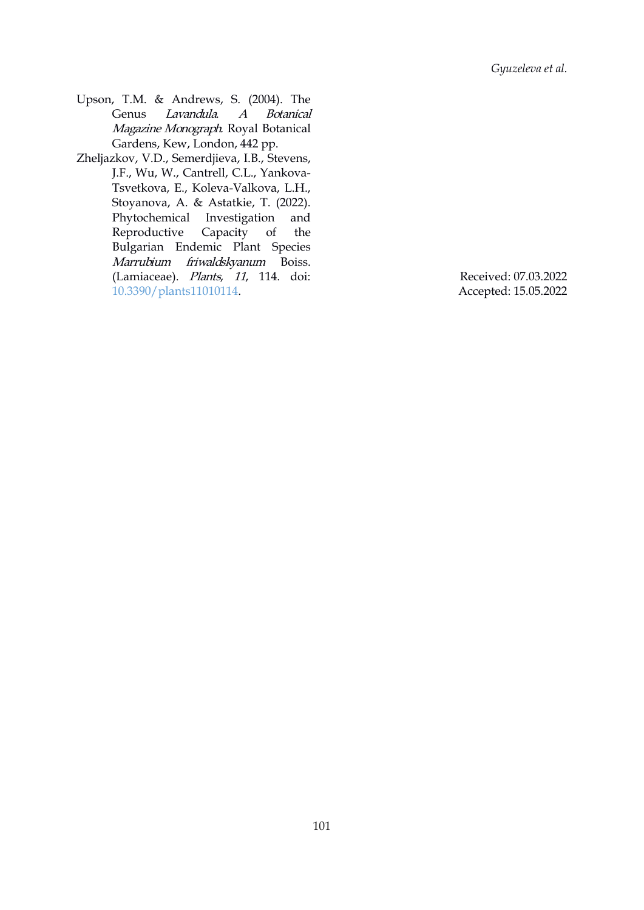Upson, T.M. & Andrews, S. (2004). The Genus *Lavandula*. *A Botanical Magazine Monograph*. Royal Botanical Gardens, Kew, London, 442 pp.

Zheljazkov, V.D., Semerdjieva, I.B., Stevens, J.F., Wu, W., Cantrell, C.L., Yankova-Tsvetkova, E., Koleva-Valkova, L.H., Stoyanova, A. & Astatkie, T. (2022). Phytochemical Investigation and Reproductive Capacity of the Bulgarian Endemic Plant Species *Marrubium friwaldskyanum* Boiss. (Lamiaceae). *Plants*, *11*, 114. doi: 10.3390/plants11010114.

Received: 07.03.2022
Accepted: 15.05.2022